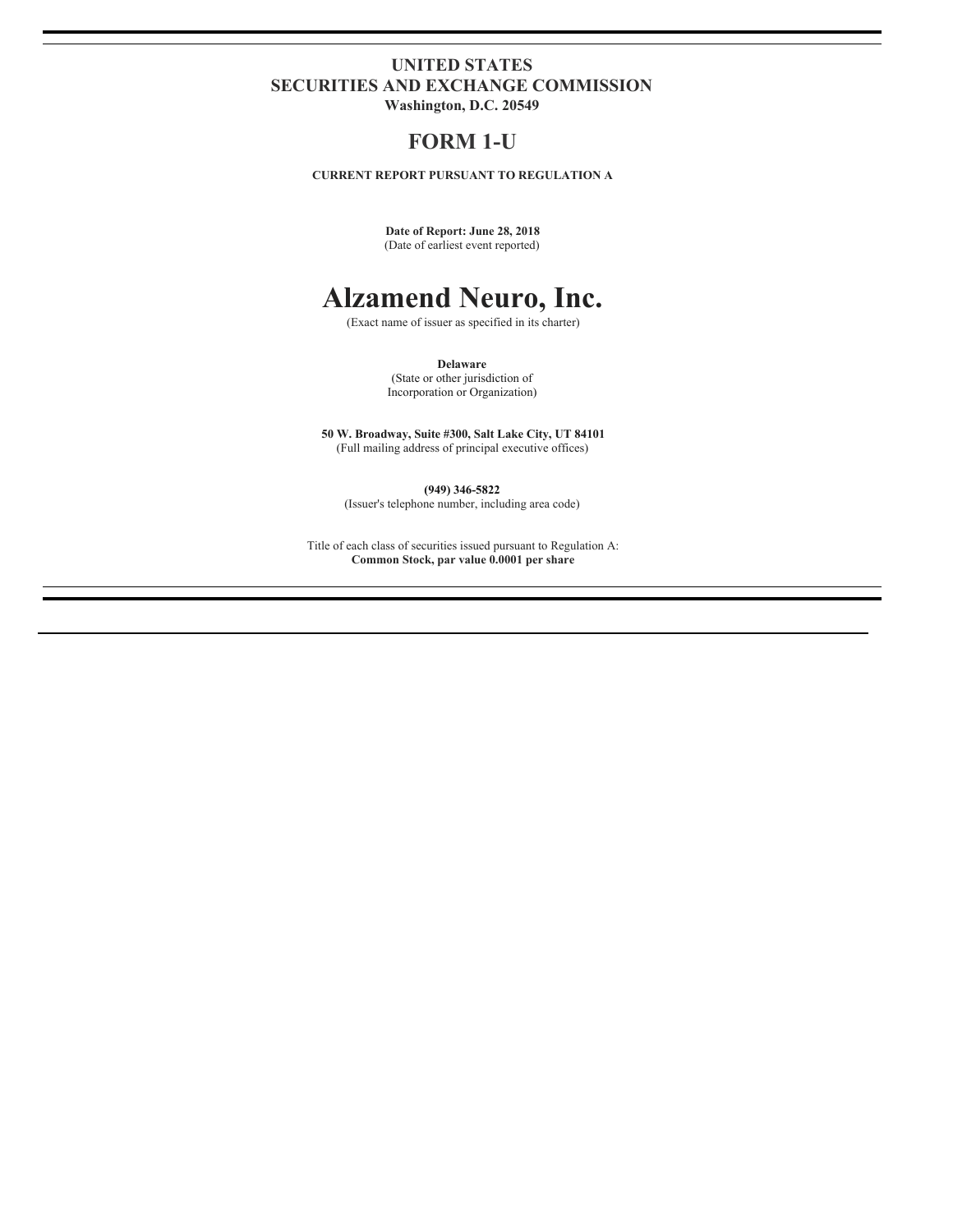# UNITED STATES
# SECURITIES AND EXCHANGE COMMISSION

**Washington, D.C. 20549**

## FORM 1-U

**CURRENT REPORT PURSUANT TO REGULATION A**

**Date of Report: June 28, 2018**
(Date of earliest event reported)

# Alzamend Neuro, Inc.

(Exact name of issuer as specified in its charter)

**Delaware**
(State or other jurisdiction of
Incorporation or Organization)

**50 W. Broadway, Suite #300, Salt Lake City, UT 84101**
(Full mailing address of principal executive offices)

**(949) 346-5822**
(Issuer's telephone number, including area code)

Title of each class of securities issued pursuant to Regulation A:
**Common Stock, par value 0.0001 per share**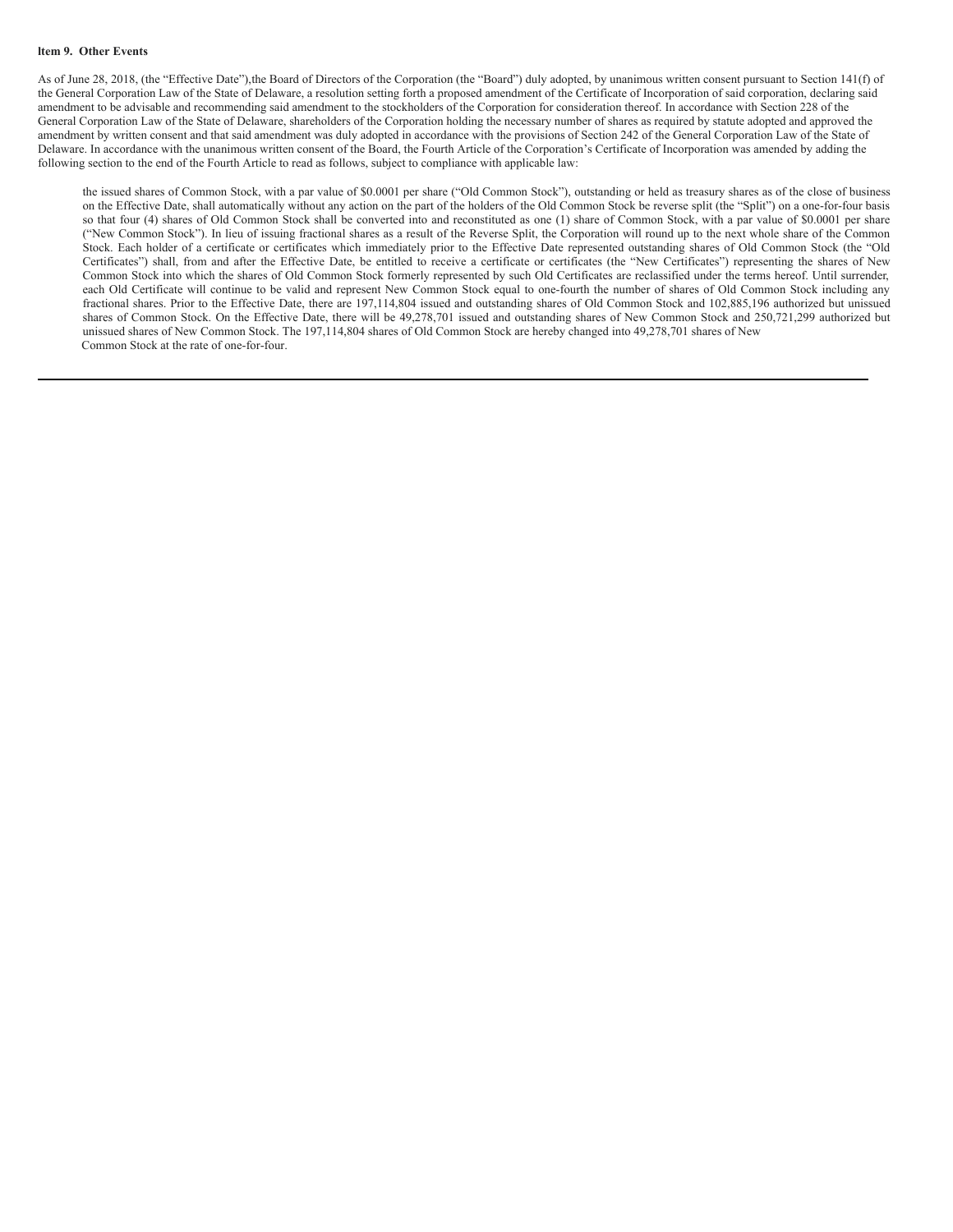**Item 9. Other Events**

As of June 28, 2018, (the "Effective Date"),the Board of Directors of the Corporation (the "Board") duly adopted, by unanimous written consent pursuant to Section 141(f) of the General Corporation Law of the State of Delaware, a resolution setting forth a proposed amendment of the Certificate of Incorporation of said corporation, declaring said amendment to be advisable and recommending said amendment to the stockholders of the Corporation for consideration thereof. In accordance with Section 228 of the General Corporation Law of the State of Delaware, shareholders of the Corporation holding the necessary number of shares as required by statute adopted and approved the amendment by written consent and that said amendment was duly adopted in accordance with the provisions of Section 242 of the General Corporation Law of the State of Delaware. In accordance with the unanimous written consent of the Board, the Fourth Article of the Corporation's Certificate of Incorporation was amended by adding the following section to the end of the Fourth Article to read as follows, subject to compliance with applicable law:

> the issued shares of Common Stock, with a par value of $0.0001 per share ("Old Common Stock"), outstanding or held as treasury shares as of the close of business on the Effective Date, shall automatically without any action on the part of the holders of the Old Common Stock be reverse split (the "Split") on a one-for-four basis so that four (4) shares of Old Common Stock shall be converted into and reconstituted as one (1) share of Common Stock, with a par value of $0.0001 per share ("New Common Stock"). In lieu of issuing fractional shares as a result of the Reverse Split, the Corporation will round up to the next whole share of the Common Stock. Each holder of a certificate or certificates which immediately prior to the Effective Date represented outstanding shares of Old Common Stock (the "Old Certificates") shall, from and after the Effective Date, be entitled to receive a certificate or certificates (the "New Certificates") representing the shares of New Common Stock into which the shares of Old Common Stock formerly represented by such Old Certificates are reclassified under the terms hereof. Until surrender, each Old Certificate will continue to be valid and represent New Common Stock equal to one-fourth the number of shares of Old Common Stock including any fractional shares. Prior to the Effective Date, there are 197,114,804 issued and outstanding shares of Old Common Stock and 102,885,196 authorized but unissued shares of Common Stock. On the Effective Date, there will be 49,278,701 issued and outstanding shares of New Common Stock and 250,721,299 authorized but unissued shares of New Common Stock. The 197,114,804 shares of Old Common Stock are hereby changed into 49,278,701 shares of New Common Stock at the rate of one-for-four.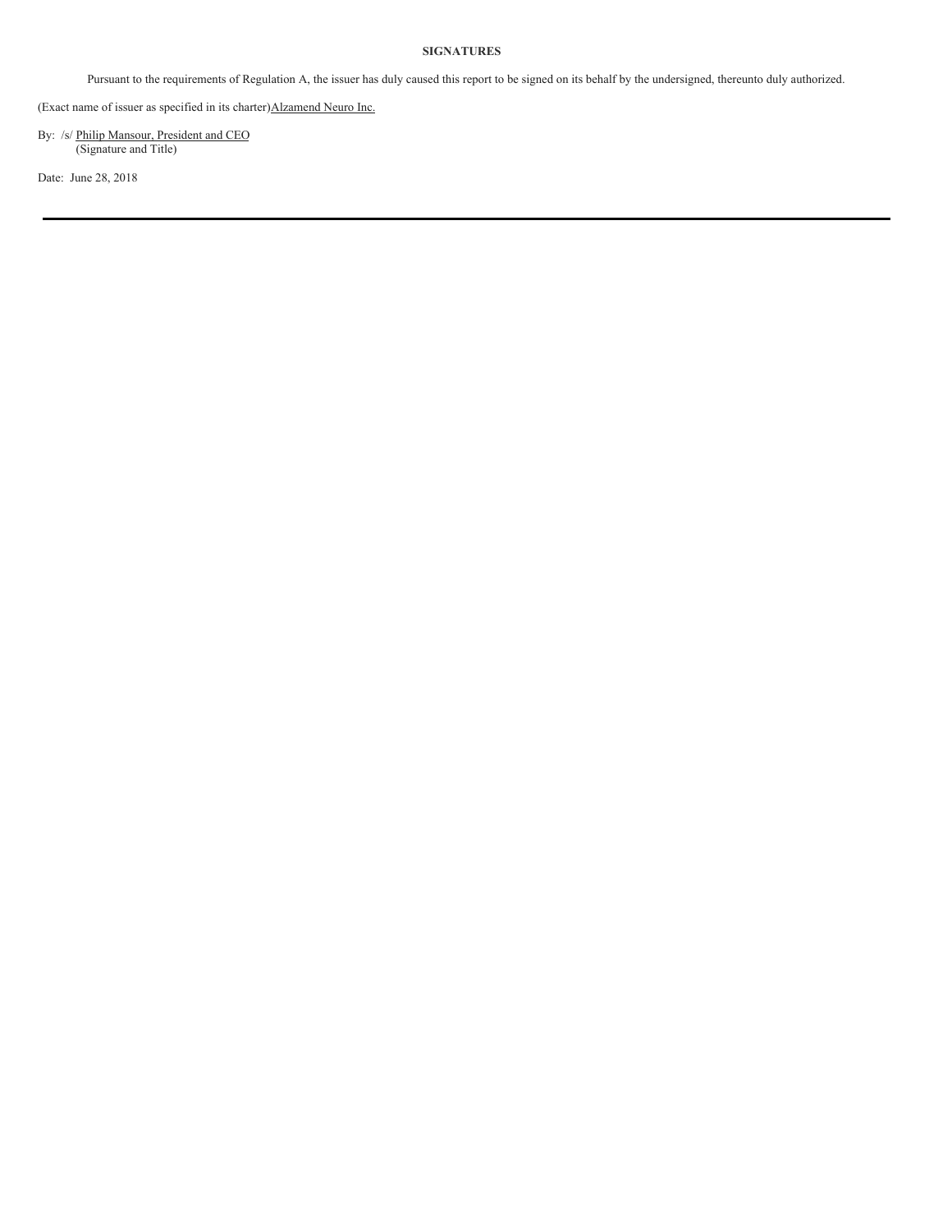**SIGNATURES**

Pursuant to the requirements of Regulation A, the issuer has duly caused this report to be signed on its behalf by the undersigned, thereunto duly authorized.

(Exact name of issuer as specified in its charter) Alzamend Neuro Inc.

By: /s/ Philip Mansour, President and CEO
(Signature and Title)

Date: June 28, 2018